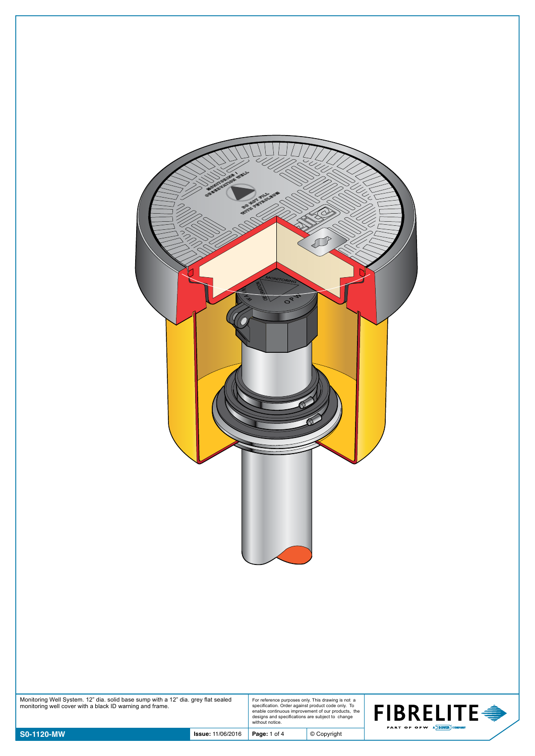Monitoring Well System. 12" dia. solid base sump with a 12" dia. grey flat sealed monitoring well cover with a black ID warning and frame.

For reference purposes only. This drawing is not a specification. Order against product code only. To enable continuous improvement of our products, the designs and specifications are subject to change without notice.

| S0-1120-MW | Issue: 11/06/2016 | Page: 1 of 4 | © Copyright |
|---|---|---|---|

FIBRELITE PART OF OPW A DOVER COMPANY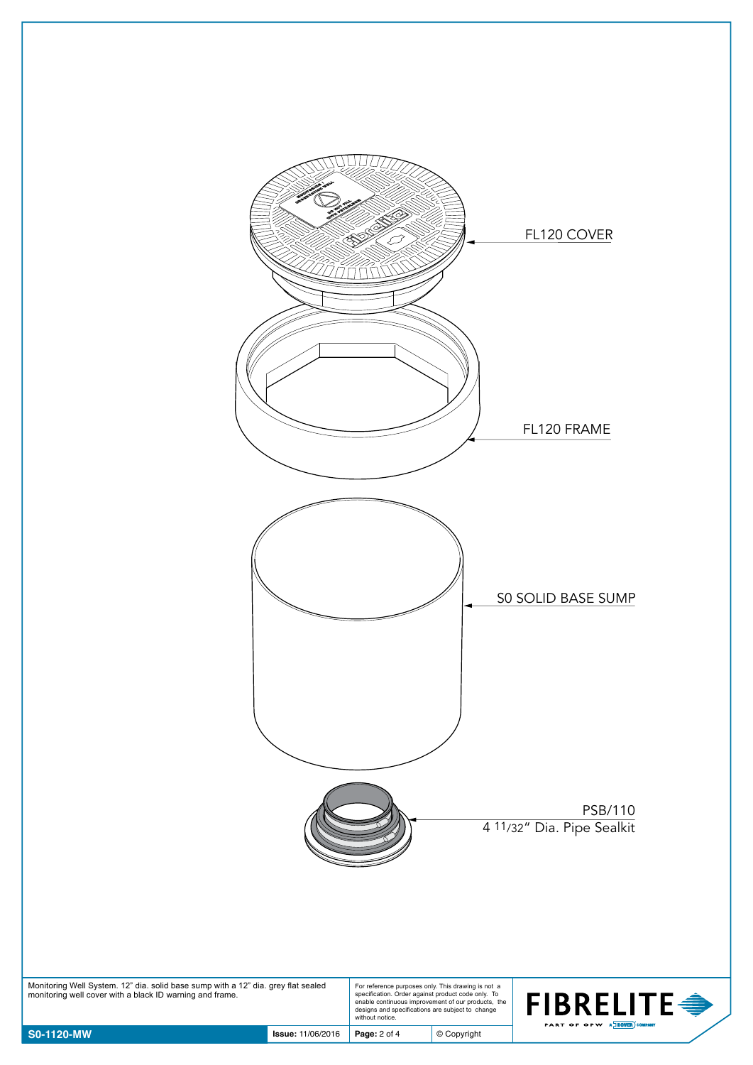FL120 COVER

FL120 FRAME

S0 SOLID BASE SUMP

PSB/110
4 11/32" Dia. Pipe Sealkit

Monitoring Well System. 12" dia. solid base sump with a 12" dia. grey flat sealed monitoring well cover with a black ID warning and frame.

For reference purposes only. This drawing is not a specification. Order against product code only. To enable continuous improvement of our products, the designs and specifications are subject to change without notice.

| S0-1120-MW | Issue: 11/06/2016 | Page: 2 of 4 | © Copyright |
| --- | --- | --- | --- |

FIBRELITE PART OF OPW A DOVER COMPANY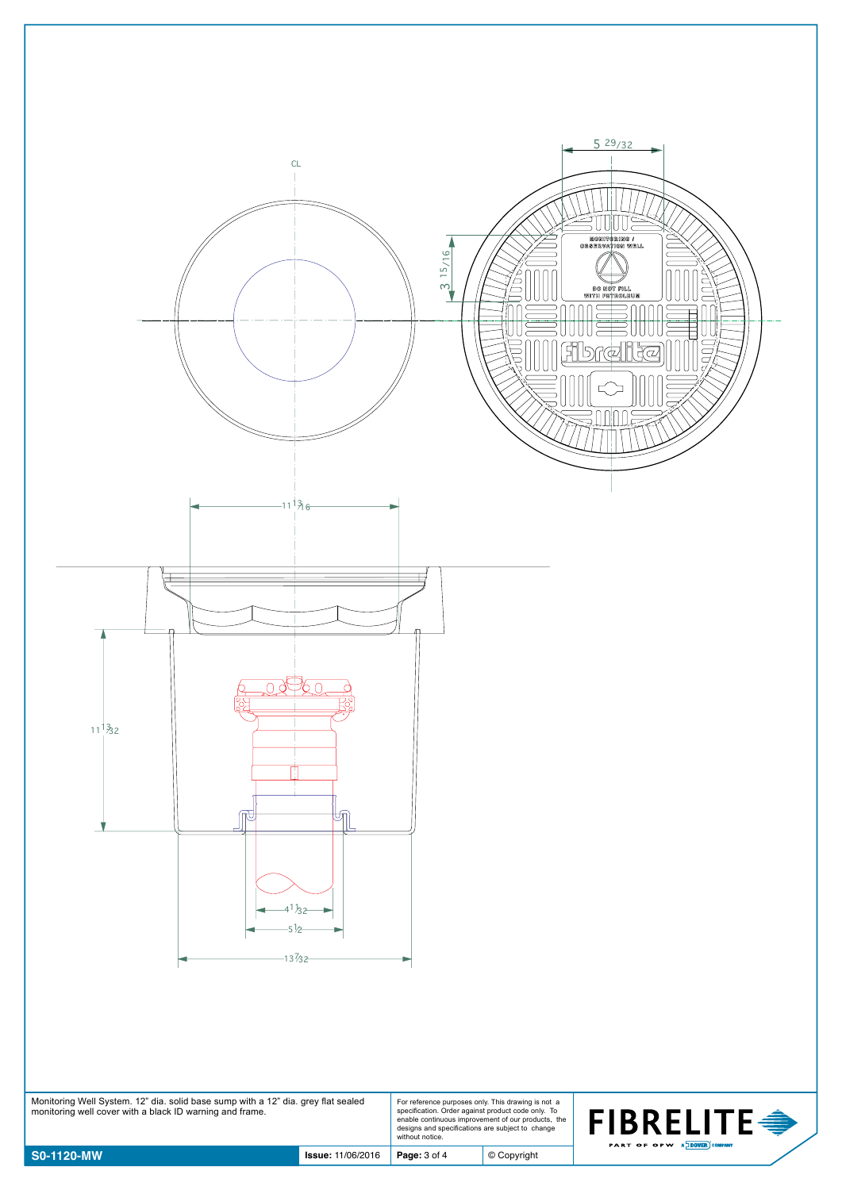CL

5 29/32

MONITORING / OBSERVATION WELL

DO NOT FILL WITH PETROLEUM

fibrelite

3 15/16

11 13/16

11 13/32

4 11/32

5 1/2

13 7/32

Monitoring Well System. 12" dia. solid base sump with a 12" dia. grey flat sealed monitoring well cover with a black ID warning and frame.

For reference purposes only. This drawing is not a specification. Order against product code only. To enable continuous improvement of our products, the designs and specifications are subject to change without notice.

FIBRELITE PART OF OPW A DOVER COMPANY

**S0-1120-MW** | **Issue:** 11/06/2016 | © Copyright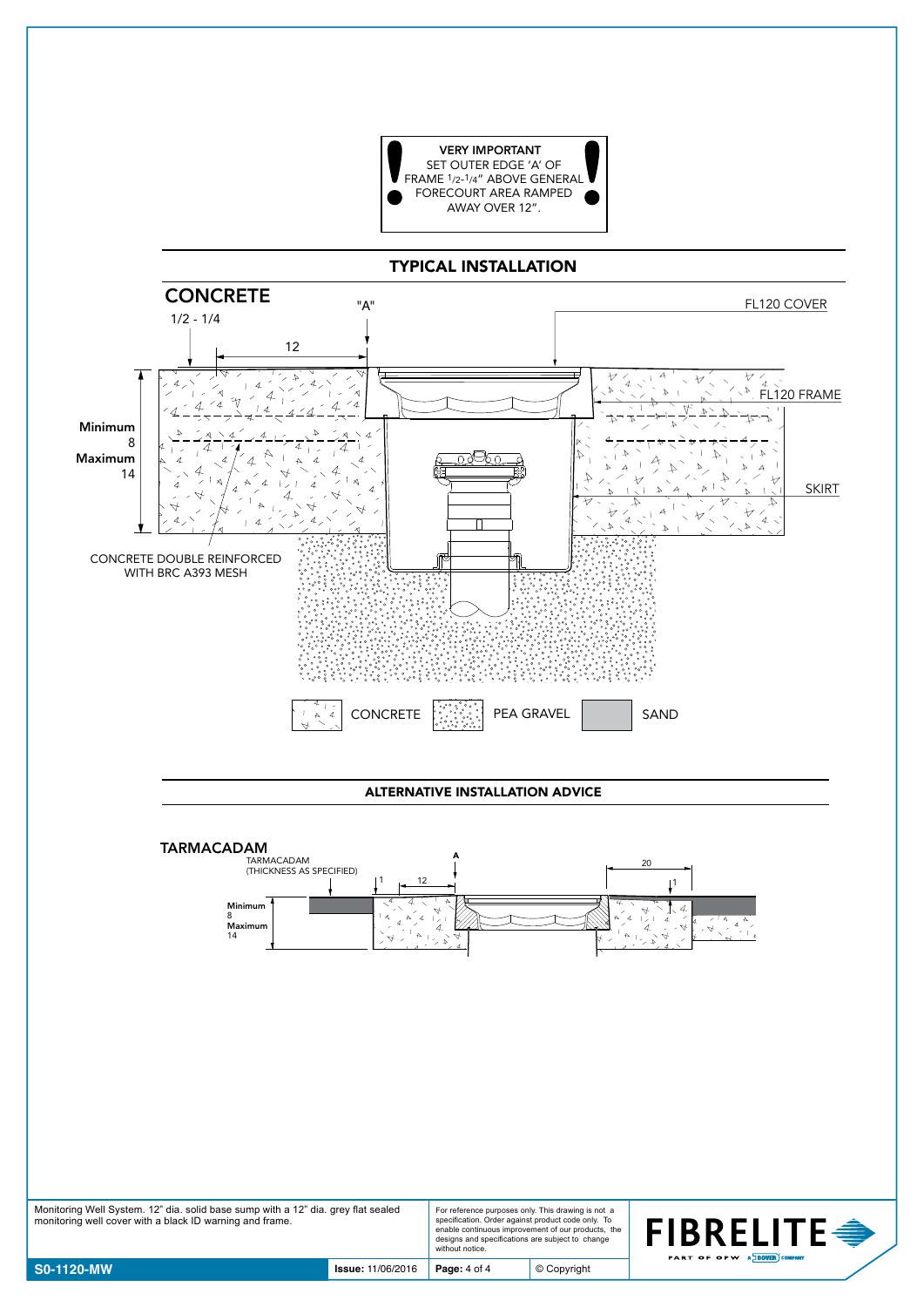**VERY IMPORTANT**
SET OUTER EDGE 'A' OF FRAME 1/2-1/4" ABOVE GENERAL FORECOURT AREA RAMPED AWAY OVER 12".

## TYPICAL INSTALLATION

### CONCRETE

"A"
FL120 COVER
1/2 - 1/4
12
FL120 FRAME
**Minimum** 8
**Maximum** 14
SKIRT
CONCRETE DOUBLE REINFORCED WITH BRC A393 MESH

CONCRETE
PEA GRAVEL
SAND

## ALTERNATIVE INSTALLATION ADVICE

### TARMACADAM

TARMACADAM (THICKNESS AS SPECIFIED)
A
1
12
20
1
**Minimum** 8
**Maximum** 14

Monitoring Well System. 12" dia. solid base sump with a 12" dia. grey flat sealed monitoring well cover with a black ID warning and frame.

For reference purposes only. This drawing is not a specification. Order against product code only. To enable continuous improvement of our products, the designs and specifications are subject to change without notice.

**S0-1120-MW** | **Issue:** 11/06/2016 | © Copyright

FIBRELITE PART OF OPW A DOVER COMPANY